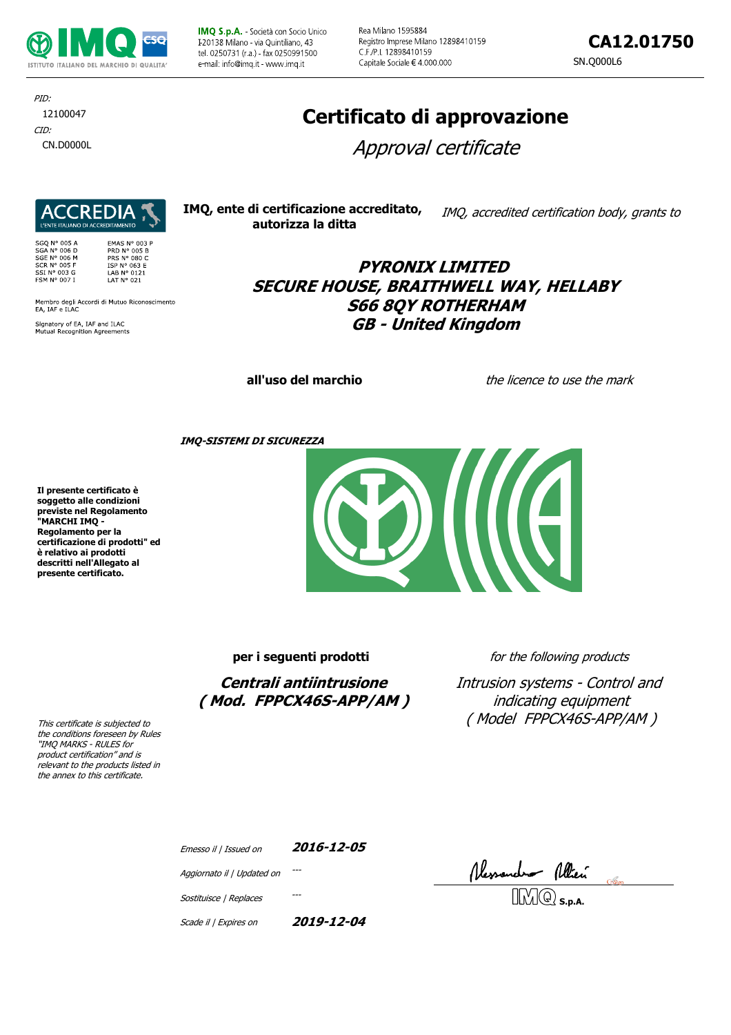**IMQ S.p.A.** - Società con Socio Unico
I-20138 Milano - via Quintiliano, 43
tel. 0250731 (r.a.) - fax 0250991500
e-mail: info@imq.it - www.imq.it

Rea Milano 1595884
Registro Imprese Milano 12898410159
C.F./P.I. 12898410159
Capitale Sociale € 4.000.000

**CA12.01750**
SN.Q000L6

PID:
12100047
CID:
CN.D0000L

# Certificato di approvazione

*Approval certificate*

ACCREDIA
L'ENTE ITALIANO DI ACCREDITAMENTO

SGQ N° 005 A
SGA N° 006 D
SGE N° 006 M
SCR N° 005 F
SSI N° 003 G
FSM N° 007 I

EMAS N° 003 P
PRD N° 005 B
PRS N° 080 C
ISP N° 063 E
LAB N° 0121
LAT N° 021

Membro degli Accordi di Mutuo Riconoscimento EA, IAF e ILAC

Signatory of EA, IAF and ILAC Mutual Recognition Agreements

**IMQ, ente di certificazione accreditato, autorizza la ditta**

*IMQ, accredited certification body, grants to*

***PYRONIX LIMITED***
***SECURE HOUSE, BRAITHWELL WAY, HELLABY***
***S66 8QY ROTHERHAM***
***GB - United Kingdom***

**all'uso del marchio**

*the licence to use the mark*

***IMQ-SISTEMI DI SICUREZZA***

**Il presente certificato è soggetto alle condizioni previste nel Regolamento "MARCHI IMQ - Regolamento per la certificazione di prodotti" ed è relativo ai prodotti descritti nell'Allegato al presente certificato.**

*This certificate is subjected to the conditions foreseen by Rules "IMQ MARKS - RULES for product certification" and is relevant to the products listed in the annex to this certificate.*

**per i seguenti prodotti**

*for the following products*

***Centrali antiintrusione***
***( Mod. FPPCX46S-APP/AM )***

*Intrusion systems - Control and indicating equipment*
*( Model FPPCX46S-APP/AM )*

| | |
|---|---|
| *Emesso il \| Issued on* | ***2016-12-05*** |
| *Aggiornato il \| Updated on* | --- |
| *Sostituisce \| Replaces* | --- |
| *Scade il \| Expires on* | ***2019-12-04*** |

IMQ S.p.A.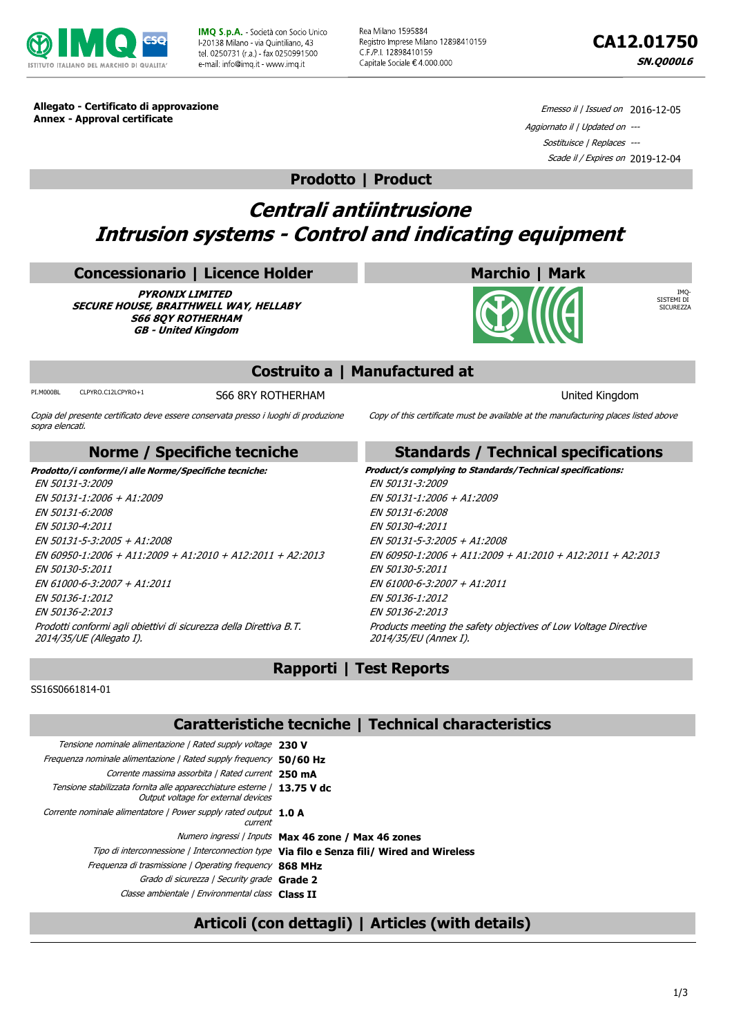**CA12.01750**

**SN.Q000L6**

**Allegato - Certificato di approvazione**
**Annex - Approval certificate**

*Emesso il | Issued on* 2016-12-05
*Aggiornato il | Updated on* ---
*Sostituisce | Replaces* ---
*Scade il / Expires on* 2019-12-04

## Prodotto | Product

# *Centrali antiintrusione*
# *Intrusion systems - Control and indicating equipment*

## Concessionario | Licence Holder

***PYRONIX LIMITED***
***SECURE HOUSE, BRAITHWELL WAY, HELLABY***
***S66 8QY ROTHERHAM***
***GB - United Kingdom***

## Marchio | Mark

IMQ-SISTEMI DI SICUREZZA

## Costruito a | Manufactured at

| PI.M000BL | CLPYRO.C12LCPYRO+1 | S66 8RY ROTHERHAM | United Kingdom |
|---|---|---|---|

*Copia del presente certificato deve essere conservata presso i luoghi di produzione sopra elencati.*

*Copy of this certificate must be available at the manufacturing places listed above*

## Norme / Specifiche tecniche

***Prodotto/i conforme/i alle Norme/Specifiche tecniche:***

*EN 50131-3:2009*
*EN 50131-1:2006 + A1:2009*
*EN 50131-6:2008*
*EN 50130-4:2011*
*EN 50131-5-3:2005 + A1:2008*
*EN 60950-1:2006 + A11:2009 + A1:2010 + A12:2011 + A2:2013*
*EN 50130-5:2011*
*EN 61000-6-3:2007 + A1:2011*
*EN 50136-1:2012*
*EN 50136-2:2013*
*Prodotti conformi agli obiettivi di sicurezza della Direttiva B.T. 2014/35/UE (Allegato I).*

## Standards / Technical specifications

***Product/s complying to Standards/Technical specifications:***

*EN 50131-3:2009*
*EN 50131-1:2006 + A1:2009*
*EN 50131-6:2008*
*EN 50130-4:2011*
*EN 50131-5-3:2005 + A1:2008*
*EN 60950-1:2006 + A11:2009 + A1:2010 + A12:2011 + A2:2013*
*EN 50130-5:2011*
*EN 61000-6-3:2007 + A1:2011*
*EN 50136-1:2012*
*EN 50136-2:2013*
*Products meeting the safety objectives of Low Voltage Directive 2014/35/EU (Annex I).*

## Rapporti | Test Reports

SS16S0661814-01

## Caratteristiche tecniche | Technical characteristics

| | |
|---|---|
| *Tensione nominale alimentazione \| Rated supply voltage* | **230 V** |
| *Frequenza nominale alimentazione \| Rated supply frequency* | **50/60 Hz** |
| *Corrente massima assorbita \| Rated current* | **250 mA** |
| *Tensione stabilizzata fornita alle apparecchiature esterne \| Output voltage for external devices* | **13.75 V dc** |
| *Corrente nominale alimentatore \| Power supply rated output current* | **1.0 A** |
| *Numero ingressi \| Inputs* | **Max 46 zone / Max 46 zones** |
| *Tipo di interconnessione \| Interconnection type* | **Via filo e Senza fili/ Wired and Wireless** |
| *Frequenza di trasmissione \| Operating frequency* | **868 MHz** |
| *Grado di sicurezza \| Security grade* | **Grade 2** |
| *Classe ambientale \| Environmental class* | **Class II** |

## Articoli (con dettagli) | Articles (with details)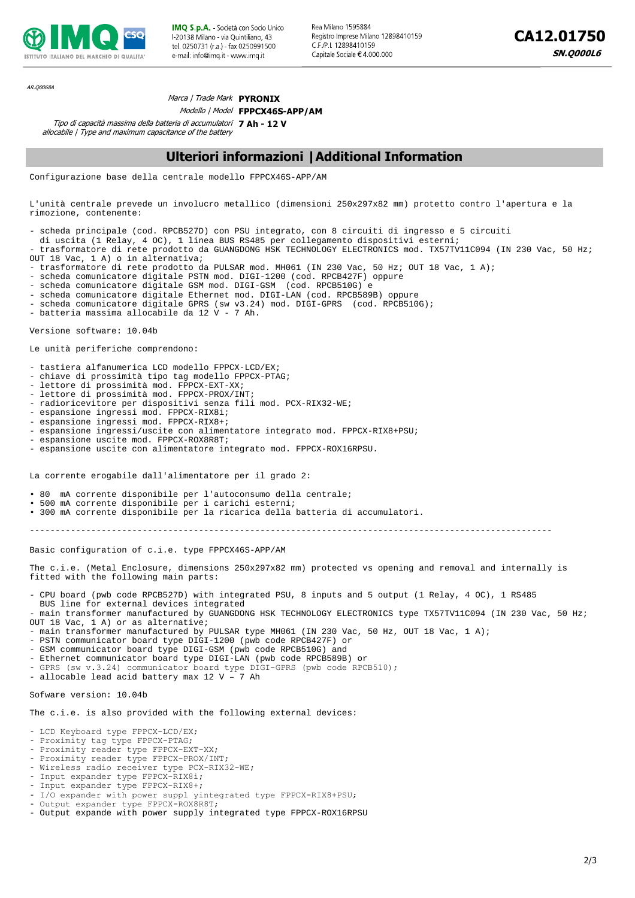AR.Q0068A

*Marca | Trade Mark* **PYRONIX**

*Modello | Model* **FPPCX46S-APP/AM**

*Tipo di capacità massima della batteria di accumulatori allocabile | Type and maximum capacitance of the battery* **7 Ah - 12 V**

## Ulteriori informazioni | Additional Information

Configurazione base della centrale modello FPPCX46S-APP/AM

L'unità centrale prevede un involucro metallico (dimensioni 250x297x82 mm) protetto contro l'apertura e la rimozione, contenente:

- scheda principale (cod. RPCB527D) con PSU integrato, con 8 circuiti di ingresso e 5 circuiti di uscita (1 Relay, 4 OC), 1 linea BUS RS485 per collegamento dispositivi esterni;
- trasformatore di rete prodotto da GUANGDONG HSK TECHNOLOGY ELECTRONICS mod. TX57TV11C094 (IN 230 Vac, 50 Hz; OUT 18 Vac, 1 A) o in alternativa;
- trasformatore di rete prodotto da PULSAR mod. MH061 (IN 230 Vac, 50 Hz; OUT 18 Vac, 1 A);
- scheda comunicatore digitale PSTN mod. DIGI-1200 (cod. RPCB427F) oppure
- scheda comunicatore digitale GSM mod. DIGI-GSM (cod. RPCB510G) e
- scheda comunicatore digitale Ethernet mod. DIGI-LAN (cod. RPCB589B) oppure
- scheda comunicatore digitale GPRS (sw v3.24) mod. DIGI-GPRS (cod. RPCB510G);
- batteria massima allocabile da 12 V - 7 Ah.

Versione software: 10.04b

Le unità periferiche comprendono:

- tastiera alfanumerica LCD modello FPPCX-LCD/EX;
- chiave di prossimità tipo tag modello FPPCX-PTAG;
- lettore di prossimità mod. FPPCX-EXT-XX;
- lettore di prossimità mod. FPPCX-PROX/INT;
- radioricevitore per dispositivi senza fili mod. PCX-RIX32-WE;
- espansione ingressi mod. FPPCX-RIX8i;
- espansione ingressi mod. FPPCX-RIX8+;
- espansione ingressi/uscite con alimentatore integrato mod. FPPCX-RIX8+PSU;
- espansione uscite mod. FPPCX-ROX8R8T;
- espansione uscite con alimentatore integrato mod. FPPCX-ROX16RPSU.

La corrente erogabile dall'alimentatore per il grado 2:

- 80 mA corrente disponibile per l'autoconsumo della centrale;
- 500 mA corrente disponibile per i carichi esterni;
- 300 mA corrente disponibile per la ricarica della batteria di accumulatori.

---

Basic configuration of c.i.e. type FPPCX46S-APP/AM

The c.i.e. (Metal Enclosure, dimensions 250x297x82 mm) protected vs opening and removal and internally is fitted with the following main parts:

- CPU board (pwb code RPCB527D) with integrated PSU, 8 inputs and 5 output (1 Relay, 4 OC), 1 RS485 BUS line for external devices integrated
- main transformer manufactured by GUANGDONG HSK TECHNOLOGY ELECTRONICS type TX57TV11C094 (IN 230 Vac, 50 Hz; OUT 18 Vac, 1 A) or as alternative;
- main transformer manufactured by PULSAR type MH061 (IN 230 Vac, 50 Hz, OUT 18 Vac, 1 A);
- PSTN communicator board type DIGI-1200 (pwb code RPCB427F) or
- GSM communicator board type DIGI-GSM (pwb code RPCB510G) and
- Ethernet communicator board type DIGI-LAN (pwb code RPCB589B) or
- GPRS (sw v.3.24) communicator board type DIGI-GPRS (pwb code RPCB510);
- allocable lead acid battery max 12 V – 7 Ah

Sofware version: 10.04b

The c.i.e. is also provided with the following external devices:

- LCD Keyboard type FPPCX-LCD/EX;
- Proximity tag type FPPCX-PTAG;
- Proximity reader type FPPCX-EXT-XX;
- Proximity reader type FPPCX-PROX/INT;
- Wireless radio receiver type PCX-RIX32-WE;
- Input expander type FPPCX-RIX8i;
- Input expander type FPPCX-RIX8+;
- I/O expander with power suppl yintegrated type FPPCX-RIX8+PSU;
- Output expander type FPPCX-ROX8R8T;
- Output expande with power supply integrated type FPPCX-ROX16RPSU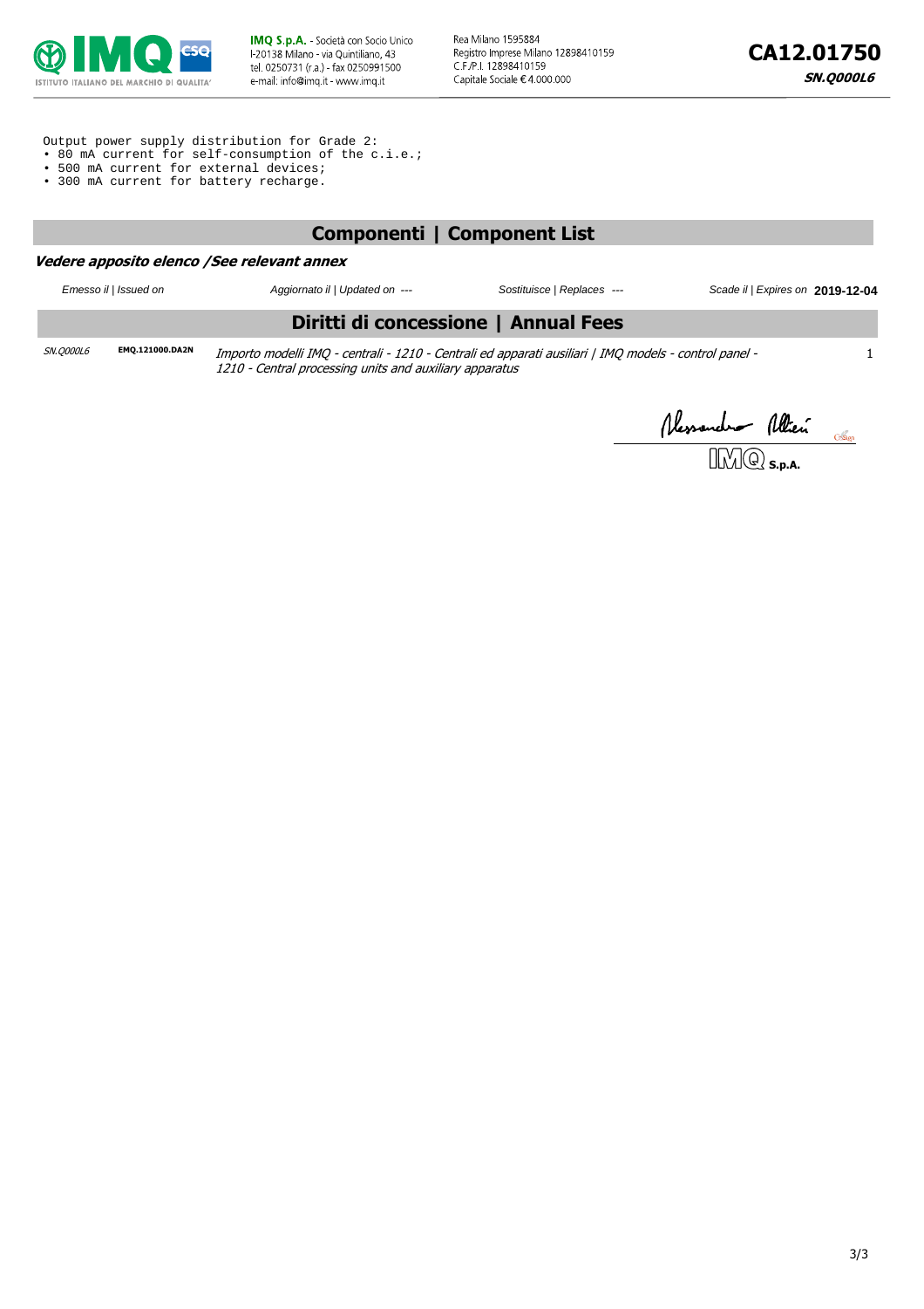Output power supply distribution for Grade 2:
- 80 mA current for self-consumption of the c.i.e.;
- 500 mA current for external devices;
- 300 mA current for battery recharge.

## Componenti | Component List

***Vedere apposito elenco /See relevant annex***

| *Emesso il \| Issued on* | *Aggiornato il \| Updated on ---* | *Sostituisce \| Replaces ---* | *Scade il \| Expires on* **2019-12-04** |
|---|---|---|---|

## Diritti di concessione | Annual Fees

| | | | |
|---|---|---|---|
| *SN.Q000L6* | **EMQ.121000.DA2N** | *Importo modelli IMQ - centrali - 1210 - Centrali ed apparati ausiliari \| IMQ models - control panel - 1210 - Central processing units and auxiliary apparatus* | 1 |

Alessandro Altieri

IMQ S.p.A.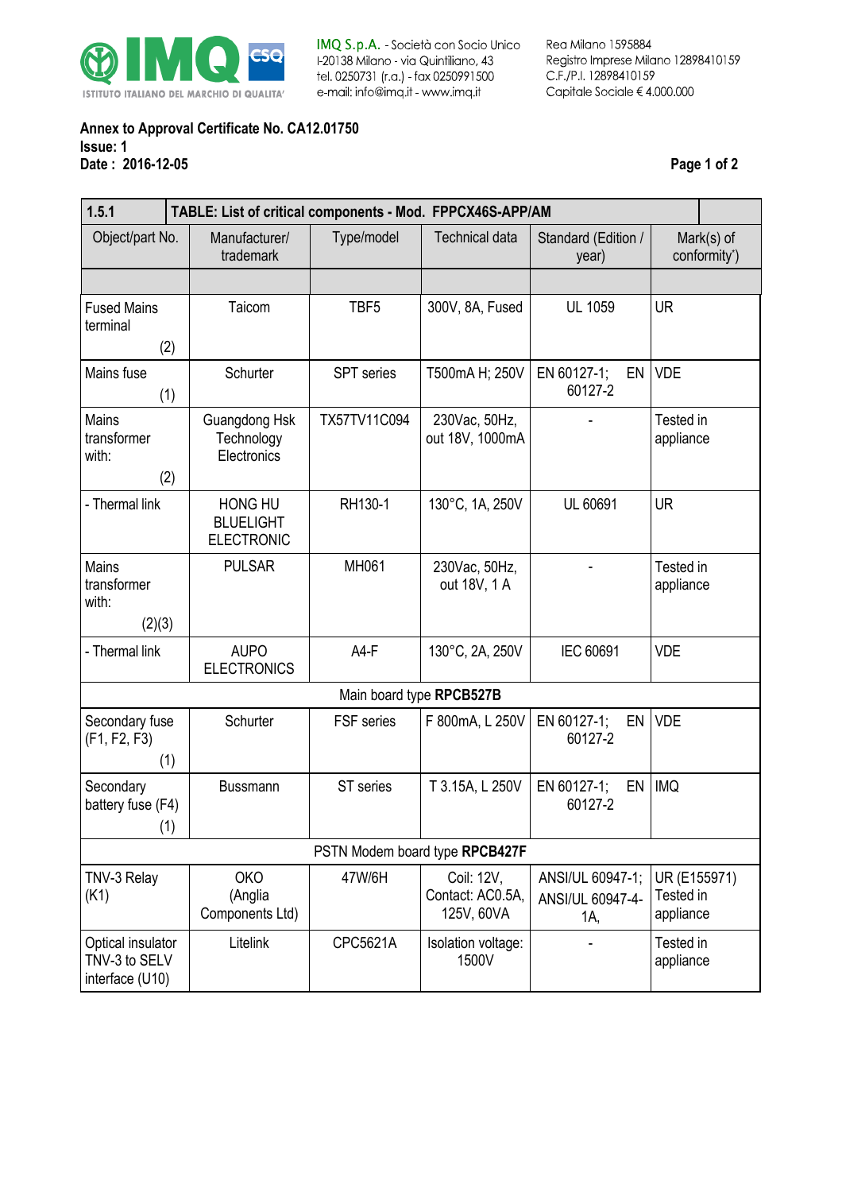IMQ S.p.A. - Società con Socio Unico
I-20138 Milano - via Quintiliano, 43
tel. 0250731 (r.a.) - fax 0250991500
e-mail: info@imq.it - www.imq.it

Rea Milano 1595884
Registro Imprese Milano 12898410159
C.F./P.I. 12898410159
Capitale Sociale € 4.000.000

**Annex to Approval Certificate No. CA12.01750**
**Issue: 1**
**Date : 2016-12-05**

| 1.5.1 | TABLE: List of critical components - Mod. FPPCX46S-APP/AM | | | | |
|---|---|---|---|---|---|
| Object/part No. | Manufacturer/ trademark | Type/model | Technical data | Standard (Edition / year) | Mark(s) of conformity*) |
| | | | | | |
| Fused Mains terminal (2) | Taicom | TBF5 | 300V, 8A, Fused | UL 1059 | UR |
| Mains fuse (1) | Schurter | SPT series | T500mA H; 250V | EN 60127-1; EN 60127-2 | VDE |
| Mains transformer with: (2) | Guangdong Hsk Technology Electronics | TX57TV11C094 | 230Vac, 50Hz, out 18V, 1000mA | - | Tested in appliance |
| - Thermal link | HONG HU BLUELIGHT ELECTRONIC | RH130-1 | 130°C, 1A, 250V | UL 60691 | UR |
| Mains transformer with: (2)(3) | PULSAR | MH061 | 230Vac, 50Hz, out 18V, 1 A | - | Tested in appliance |
| - Thermal link | AUPO ELECTRONICS | A4-F | 130°C, 2A, 250V | IEC 60691 | VDE |
| Main board type **RPCB527B** | | | | | |
| Secondary fuse (F1, F2, F3) (1) | Schurter | FSF series | F 800mA, L 250V | EN 60127-1; EN 60127-2 | VDE |
| Secondary battery fuse (F4) (1) | Bussmann | ST series | T 3.15A, L 250V | EN 60127-1; EN 60127-2 | IMQ |
| PSTN Modem board type **RPCB427F** | | | | | |
| TNV-3 Relay (K1) | OKO (Anglia Components Ltd) | 47W/6H | Coil: 12V, Contact: AC0.5A, 125V, 60VA | ANSI/UL 60947-1; ANSI/UL 60947-4-1A, | UR (E155971) Tested in appliance |
| Optical insulator TNV-3 to SELV interface (U10) | Litelink | CPC5621A | Isolation voltage: 1500V | - | Tested in appliance |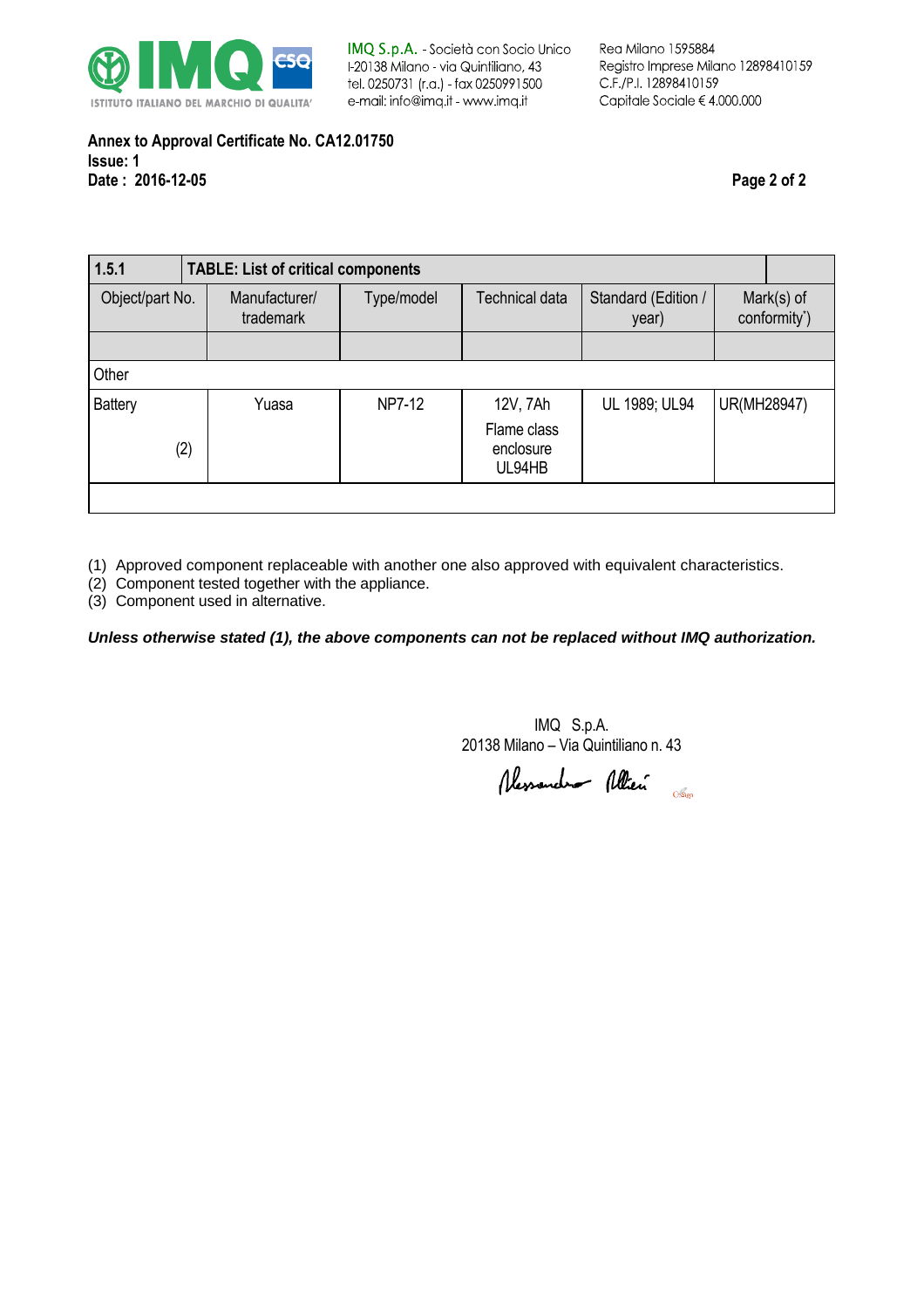**Annex to Approval Certificate No. CA12.01750**
**Issue: 1**
**Date : 2016-12-05**

| **1.5.1** | **TABLE: List of critical components** | | | | |
|---|---|---|---|---|---|
| Object/part No. | Manufacturer/ trademark | Type/model | Technical data | Standard (Edition / year) | Mark(s) of conformity[*]) |
| | | | | | |
| Other | | | | | |
| Battery (2) | Yuasa | NP7-12 | 12V, 7Ah Flame class enclosure UL94HB | UL 1989; UL94 | UR(MH28947) |
| | | | | | |

(1) Approved component replaceable with another one also approved with equivalent characteristics.
(2) Component tested together with the appliance.
(3) Component used in alternative.

***Unless otherwise stated (1), the above components can not be replaced without IMQ authorization.***

IMQ S.p.A.
20138 Milano – Via Quintiliano n. 43